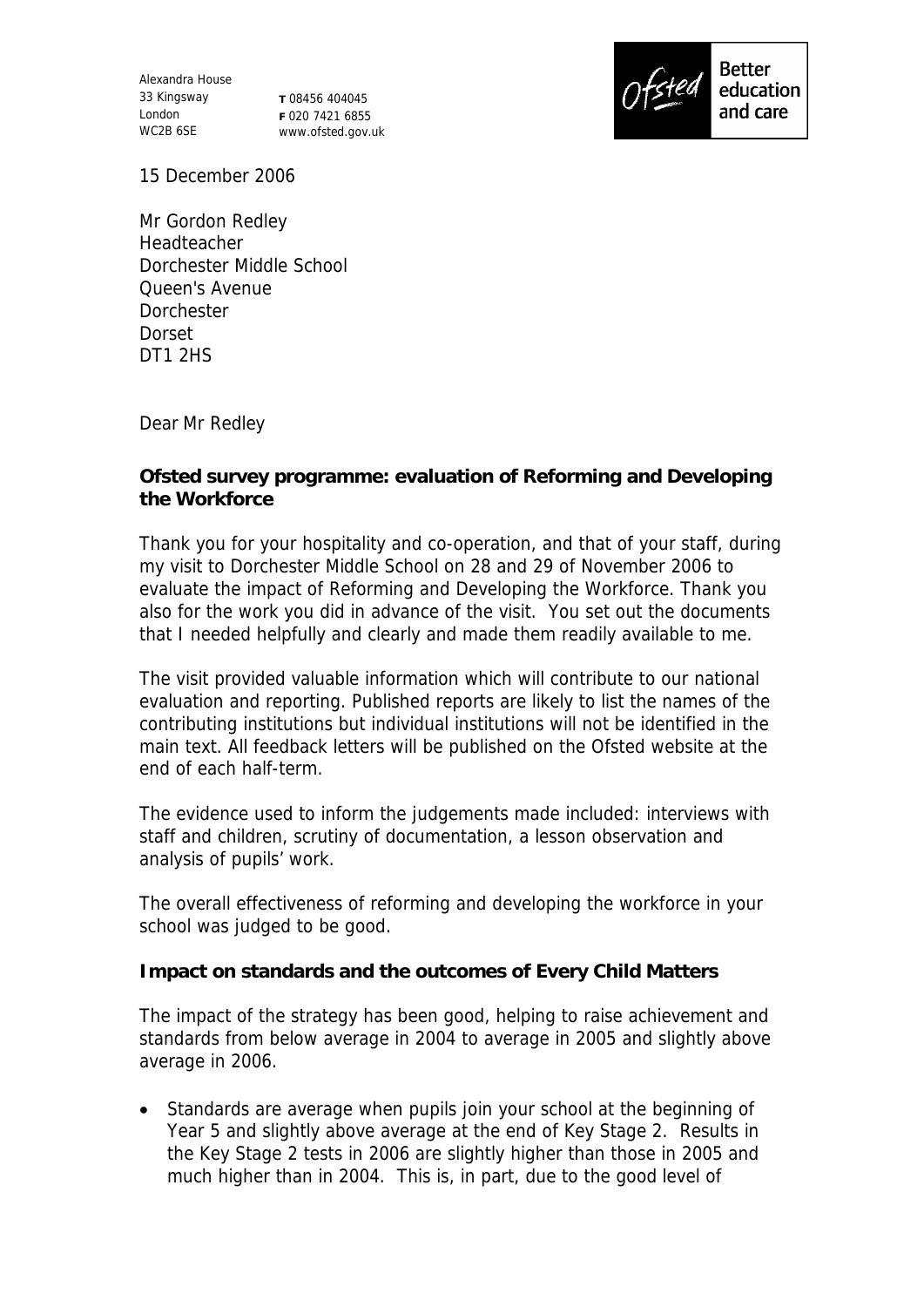Alexandra House
33 Kingsway
London
WC2B 6SE

**T** 08456 404045
**F** 020 7421 6855
www.ofsted.gov.uk

Ofsted — Better education and care

15 December 2006

Mr Gordon Redley
Headteacher
Dorchester Middle School
Queen's Avenue
Dorchester
Dorset
DT1 2HS

Dear Mr Redley

**Ofsted survey programme: evaluation of Reforming and Developing the Workforce**

Thank you for your hospitality and co-operation, and that of your staff, during my visit to Dorchester Middle School on 28 and 29 of November 2006 to evaluate the impact of Reforming and Developing the Workforce. Thank you also for the work you did in advance of the visit. You set out the documents that I needed helpfully and clearly and made them readily available to me.

The visit provided valuable information which will contribute to our national evaluation and reporting. Published reports are likely to list the names of the contributing institutions but individual institutions will not be identified in the main text. All feedback letters will be published on the Ofsted website at the end of each half-term.

The evidence used to inform the judgements made included: interviews with staff and children, scrutiny of documentation, a lesson observation and analysis of pupils' work.

The overall effectiveness of reforming and developing the workforce in your school was judged to be good.

**Impact on standards and the outcomes of Every Child Matters**

The impact of the strategy has been good, helping to raise achievement and standards from below average in 2004 to average in 2005 and slightly above average in 2006.

- Standards are average when pupils join your school at the beginning of Year 5 and slightly above average at the end of Key Stage 2. Results in the Key Stage 2 tests in 2006 are slightly higher than those in 2005 and much higher than in 2004. This is, in part, due to the good level of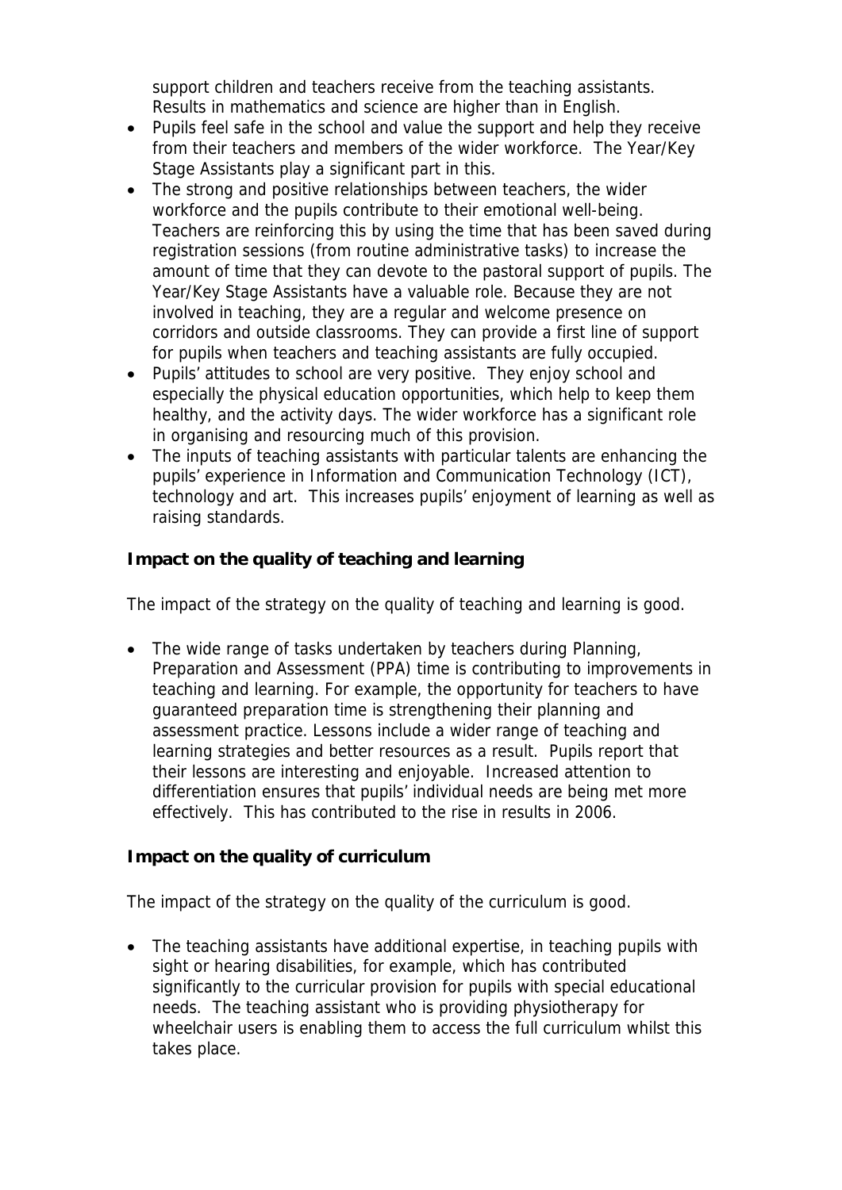support children and teachers receive from the teaching assistants. Results in mathematics and science are higher than in English.

- Pupils feel safe in the school and value the support and help they receive from their teachers and members of the wider workforce. The Year/Key Stage Assistants play a significant part in this.
- The strong and positive relationships between teachers, the wider workforce and the pupils contribute to their emotional well-being. Teachers are reinforcing this by using the time that has been saved during registration sessions (from routine administrative tasks) to increase the amount of time that they can devote to the pastoral support of pupils. The Year/Key Stage Assistants have a valuable role. Because they are not involved in teaching, they are a regular and welcome presence on corridors and outside classrooms. They can provide a first line of support for pupils when teachers and teaching assistants are fully occupied.
- Pupils' attitudes to school are very positive. They enjoy school and especially the physical education opportunities, which help to keep them healthy, and the activity days. The wider workforce has a significant role in organising and resourcing much of this provision.
- The inputs of teaching assistants with particular talents are enhancing the pupils' experience in Information and Communication Technology (ICT), technology and art. This increases pupils' enjoyment of learning as well as raising standards.

**Impact on the quality of teaching and learning**

The impact of the strategy on the quality of teaching and learning is good.

- The wide range of tasks undertaken by teachers during Planning, Preparation and Assessment (PPA) time is contributing to improvements in teaching and learning. For example, the opportunity for teachers to have guaranteed preparation time is strengthening their planning and assessment practice. Lessons include a wider range of teaching and learning strategies and better resources as a result. Pupils report that their lessons are interesting and enjoyable. Increased attention to differentiation ensures that pupils' individual needs are being met more effectively. This has contributed to the rise in results in 2006.

**Impact on the quality of curriculum**

The impact of the strategy on the quality of the curriculum is good.

- The teaching assistants have additional expertise, in teaching pupils with sight or hearing disabilities, for example, which has contributed significantly to the curricular provision for pupils with special educational needs. The teaching assistant who is providing physiotherapy for wheelchair users is enabling them to access the full curriculum whilst this takes place.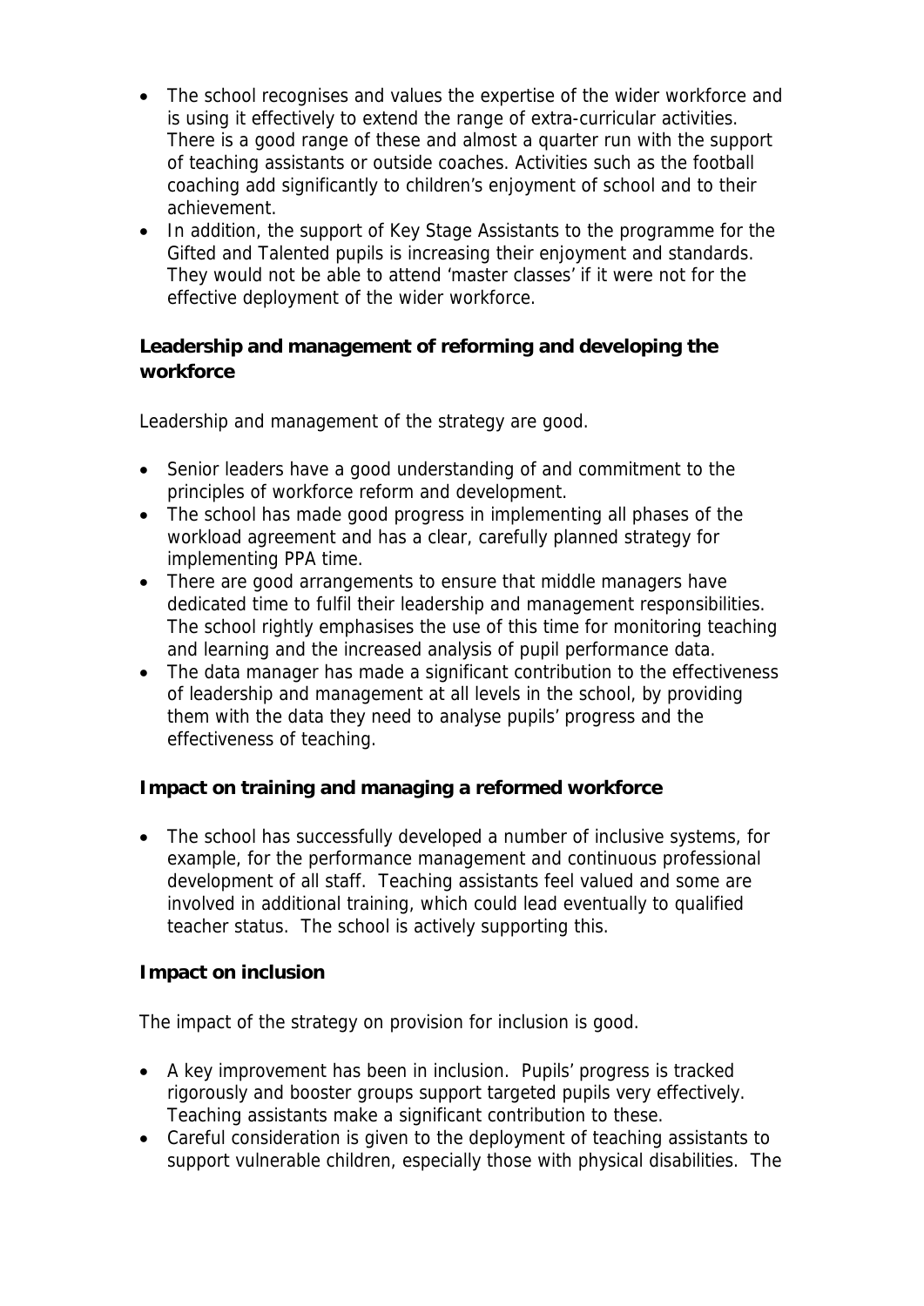- The school recognises and values the expertise of the wider workforce and is using it effectively to extend the range of extra-curricular activities. There is a good range of these and almost a quarter run with the support of teaching assistants or outside coaches. Activities such as the football coaching add significantly to children's enjoyment of school and to their achievement.
- In addition, the support of Key Stage Assistants to the programme for the Gifted and Talented pupils is increasing their enjoyment and standards. They would not be able to attend 'master classes' if it were not for the effective deployment of the wider workforce.

**Leadership and management of reforming and developing the workforce**

Leadership and management of the strategy are good.

- Senior leaders have a good understanding of and commitment to the principles of workforce reform and development.
- The school has made good progress in implementing all phases of the workload agreement and has a clear, carefully planned strategy for implementing PPA time.
- There are good arrangements to ensure that middle managers have dedicated time to fulfil their leadership and management responsibilities. The school rightly emphasises the use of this time for monitoring teaching and learning and the increased analysis of pupil performance data.
- The data manager has made a significant contribution to the effectiveness of leadership and management at all levels in the school, by providing them with the data they need to analyse pupils' progress and the effectiveness of teaching.

**Impact on training and managing a reformed workforce**

- The school has successfully developed a number of inclusive systems, for example, for the performance management and continuous professional development of all staff. Teaching assistants feel valued and some are involved in additional training, which could lead eventually to qualified teacher status. The school is actively supporting this.

**Impact on inclusion**

The impact of the strategy on provision for inclusion is good.

- A key improvement has been in inclusion. Pupils' progress is tracked rigorously and booster groups support targeted pupils very effectively. Teaching assistants make a significant contribution to these.
- Careful consideration is given to the deployment of teaching assistants to support vulnerable children, especially those with physical disabilities. The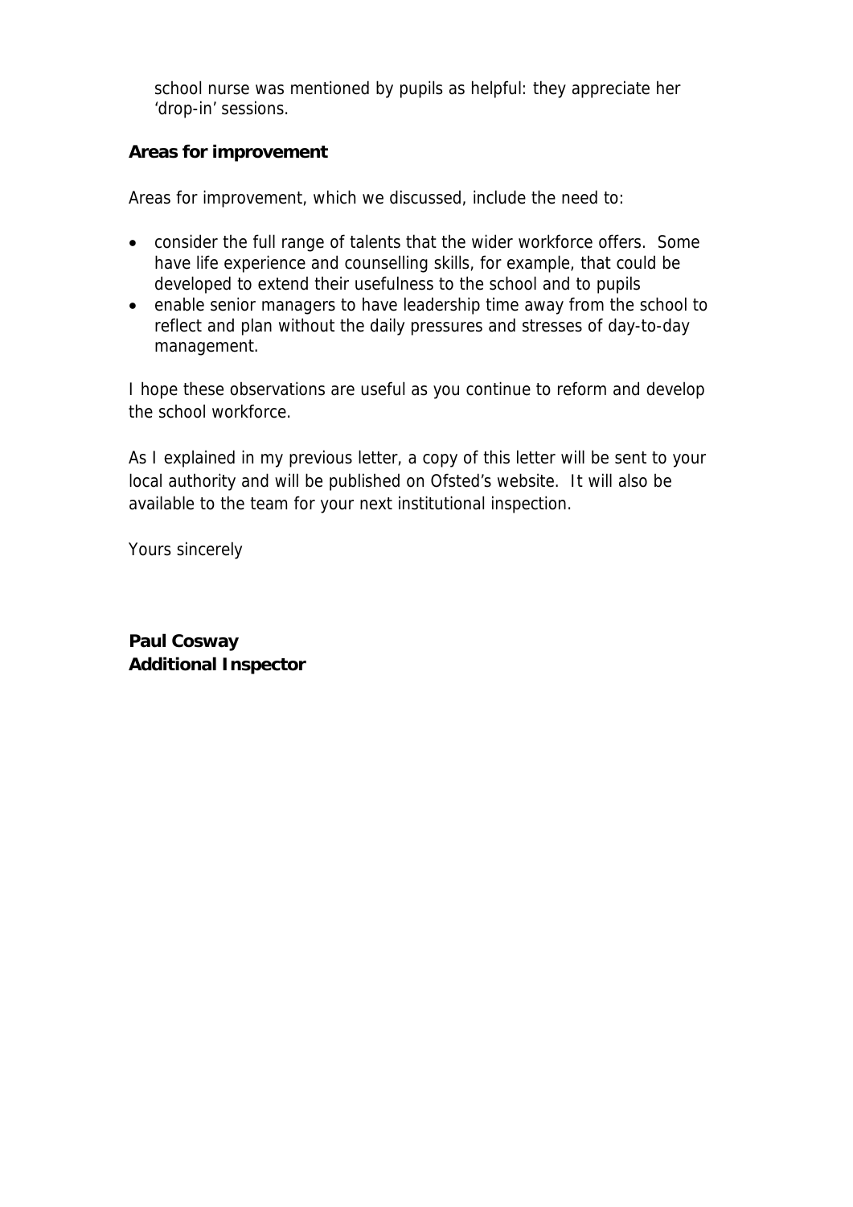school nurse was mentioned by pupils as helpful: they appreciate her 'drop-in' sessions.

**Areas for improvement**

Areas for improvement, which we discussed, include the need to:

- consider the full range of talents that the wider workforce offers. Some have life experience and counselling skills, for example, that could be developed to extend their usefulness to the school and to pupils
- enable senior managers to have leadership time away from the school to reflect and plan without the daily pressures and stresses of day-to-day management.

I hope these observations are useful as you continue to reform and develop the school workforce.

As I explained in my previous letter, a copy of this letter will be sent to your local authority and will be published on Ofsted's website. It will also be available to the team for your next institutional inspection.

Yours sincerely

**Paul Cosway**
**Additional Inspector**